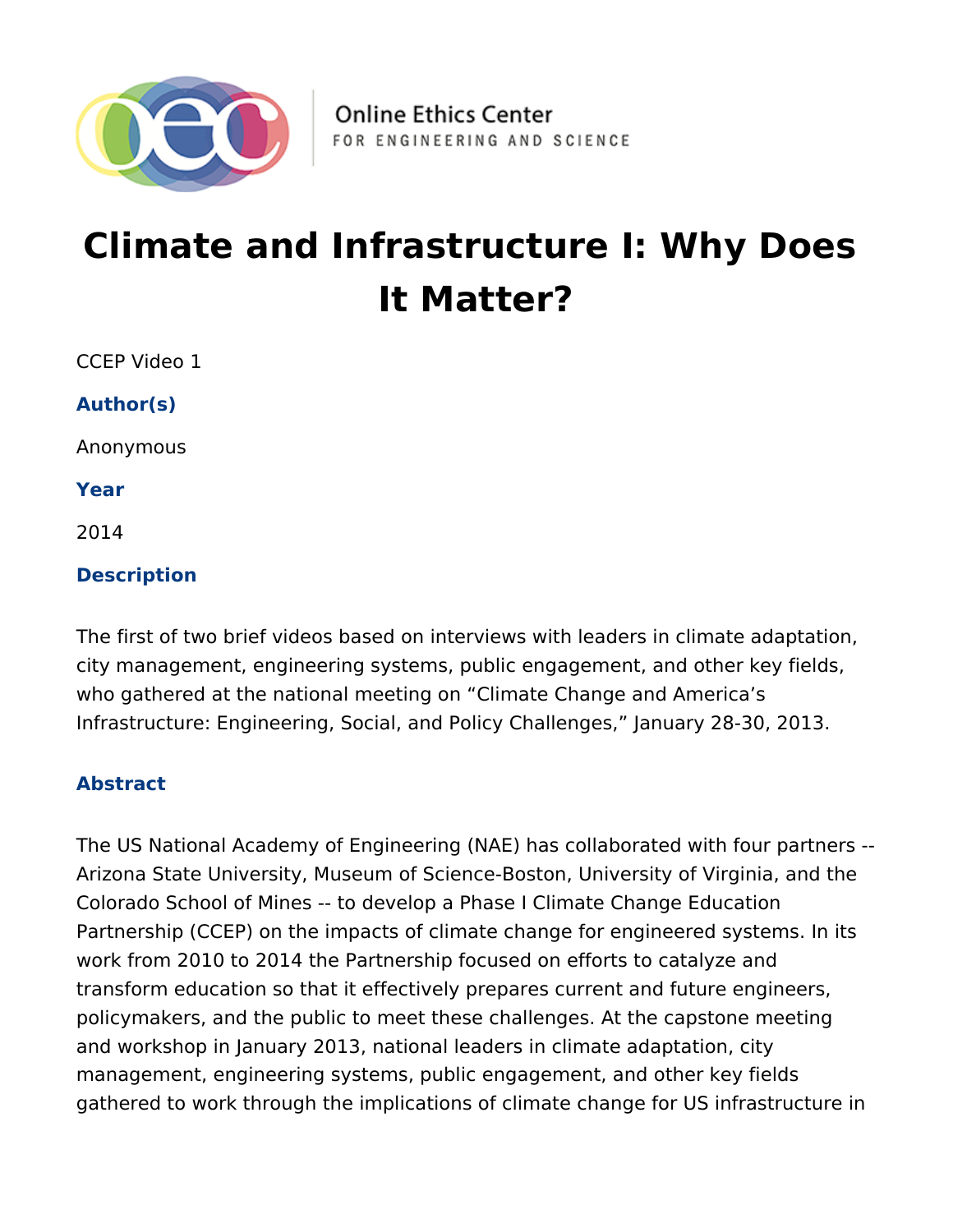Online Ethics Center
FOR ENGINEERING AND SCIENCE

# Climate and Infrastructure I: Why Does It Matter?

CCEP Video 1

### Author(s)

Anonymous

### Year

2014

### Description

The first of two brief videos based on interviews with leaders in climate adaptation, city management, engineering systems, public engagement, and other key fields, who gathered at the national meeting on “Climate Change and America’s Infrastructure: Engineering, Social, and Policy Challenges,” January 28-30, 2013.

### Abstract

The US National Academy of Engineering (NAE) has collaborated with four partners -- Arizona State University, Museum of Science-Boston, University of Virginia, and the Colorado School of Mines -- to develop a Phase I Climate Change Education Partnership (CCEP) on the impacts of climate change for engineered systems. In its work from 2010 to 2014 the Partnership focused on efforts to catalyze and transform education so that it effectively prepares current and future engineers, policymakers, and the public to meet these challenges. At the capstone meeting and workshop in January 2013, national leaders in climate adaptation, city management, engineering systems, public engagement, and other key fields gathered to work through the implications of climate change for US infrastructure in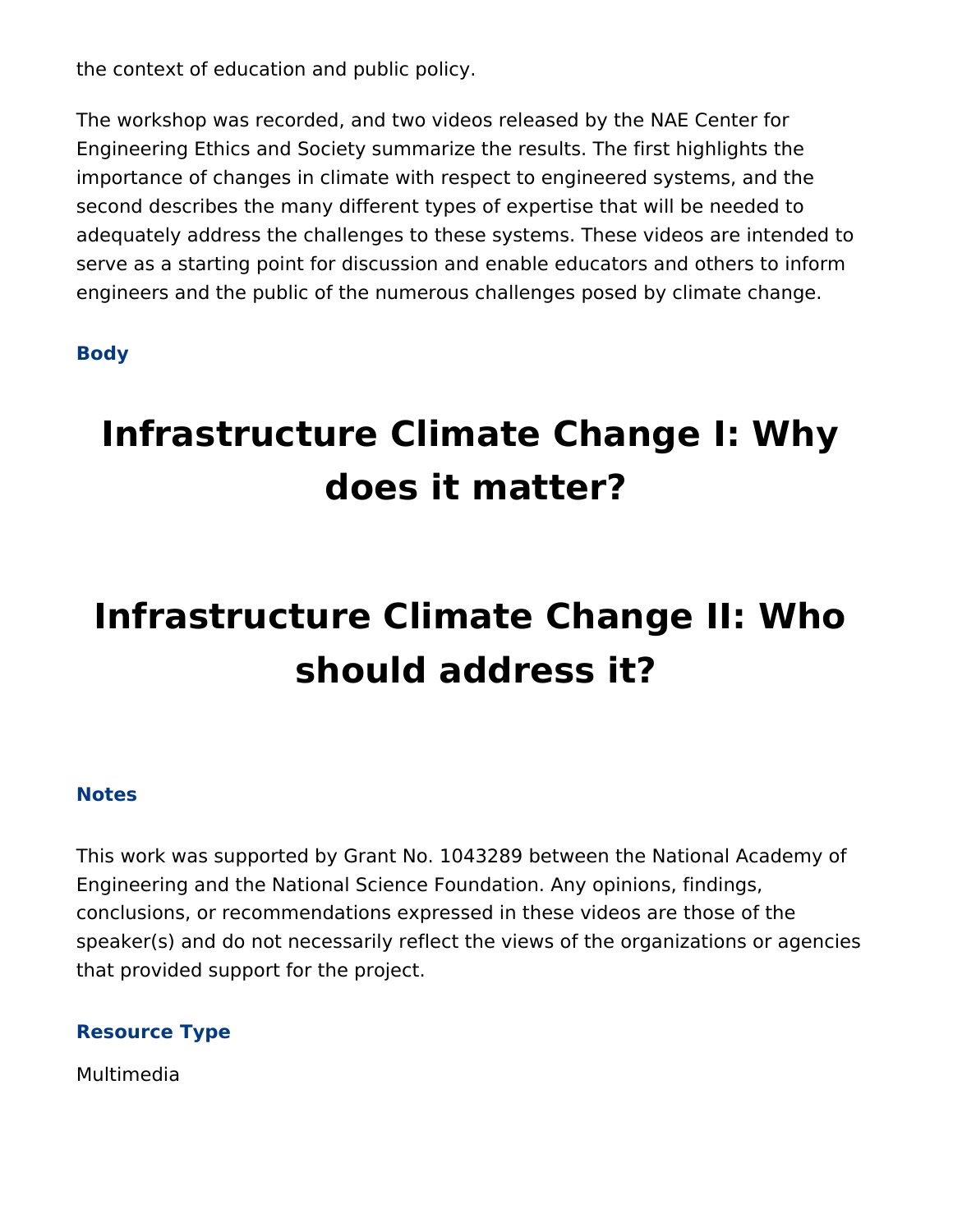the context of education and public policy.

The workshop was recorded, and two videos released by the NAE Center for Engineering Ethics and Society summarize the results. The first highlights the importance of changes in climate with respect to engineered systems, and the second describes the many different types of expertise that will be needed to adequately address the challenges to these systems. These videos are intended to serve as a starting point for discussion and enable educators and others to inform engineers and the public of the numerous challenges posed by climate change.

### Body

# Infrastructure Climate Change I: Why does it matter?

# Infrastructure Climate Change II: Who should address it?

### Notes

This work was supported by Grant No. 1043289 between the National Academy of Engineering and the National Science Foundation. Any opinions, findings, conclusions, or recommendations expressed in these videos are those of the speaker(s) and do not necessarily reflect the views of the organizations or agencies that provided support for the project.

### Resource Type

Multimedia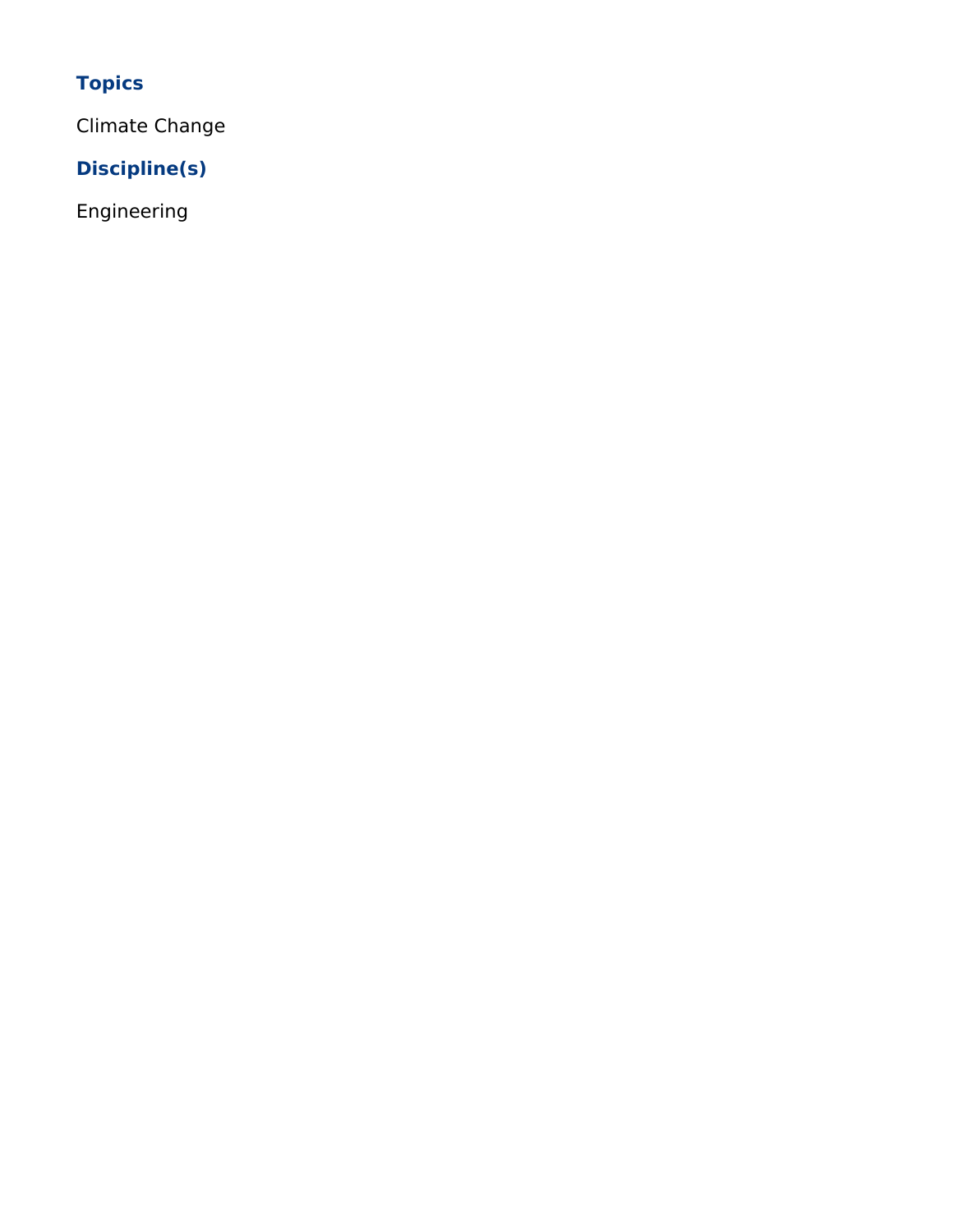### Topics

Climate Change

### Discipline(s)

Engineering